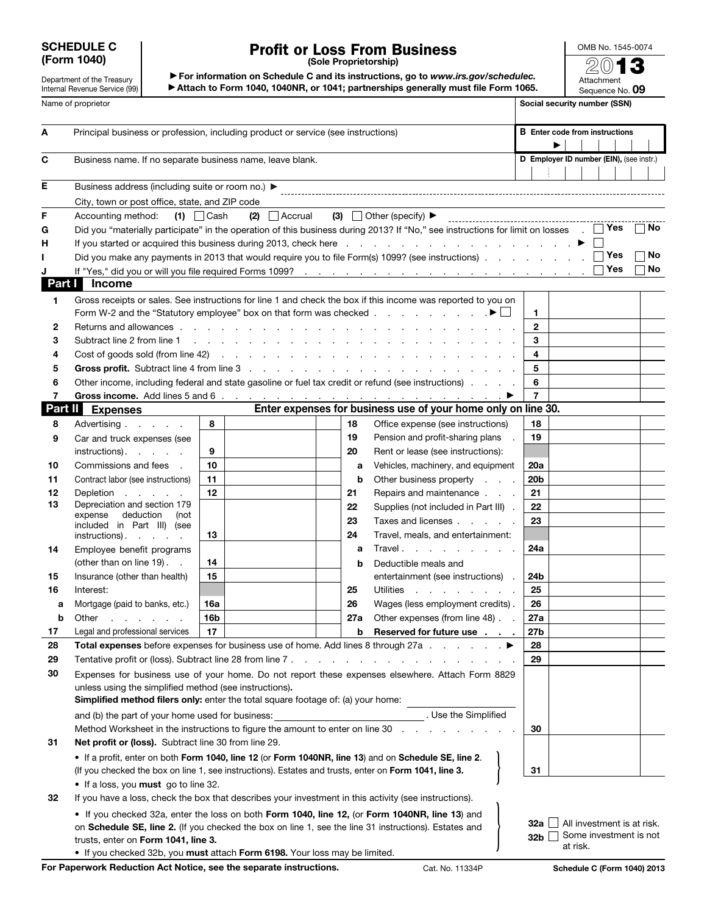**SCHEDULE C (Form 1040)**

Department of the Treasury
Internal Revenue Service (99)

# Profit or Loss From Business
(Sole Proprietorship)

▶ For information on Schedule C and its instructions, go to *www.irs.gov/schedulec*.
▶ Attach to Form 1040, 1040NR, or 1041; partnerships generally must file Form 1065.

OMB No. 1545-0074
2013
Attachment Sequence No. **09**

Name of proprietor | Social security number (SSN)

**A** Principal business or profession, including product or service (see instructions) | **B** Enter code from instructions ▶

**C** Business name. If no separate business name, leave blank. | **D** Employer ID number (EIN), (see instr.)

**E** Business address (including suite or room no.) ▶
City, town or post office, state, and ZIP code

**F** Accounting method: (1) ☐ Cash (2) ☐ Accrual (3) ☐ Other (specify) ▶

**G** Did you "materially participate" in the operation of this business during 2013? If "No," see instructions for limit on losses . ☐ Yes ☐ No

**H** If you started or acquired this business during 2013, check here . . . ▶ ☐

**I** Did you make any payments in 2013 that would require you to file Form(s) 1099? (see instructions) . . . ☐ Yes ☐ No

**J** If "Yes," did you or will you file required Forms 1099? . . . ☐ Yes ☐ No

## Part I Income

| | | | |
|---|---|---|---|
| 1 | Gross receipts or sales. See instructions for line 1 and check the box if this income was reported to you on Form W-2 and the "Statutory employee" box on that form was checked . . . ▶ ☐ | 1 | |
| 2 | Returns and allowances . . . | 2 | |
| 3 | Subtract line 2 from line 1 . . . | 3 | |
| 4 | Cost of goods sold (from line 42) . . . | 4 | |
| 5 | **Gross profit.** Subtract line 4 from line 3 . . . | 5 | |
| 6 | Other income, including federal and state gasoline or fuel tax credit or refund (see instructions) . . . | 6 | |
| 7 | **Gross income.** Add lines 5 and 6 . . . ▶ | 7 | |

## Part II Expenses

**Enter expenses for business use of your home only on line 30.**

| | | | | | | | |
|---|---|---|---|---|---|---|---|
| 8 | Advertising . . . | 8 | | 18 | Office expense (see instructions) | 18 | |
| 9 | Car and truck expenses (see instructions) . . . | 9 | | 19 | Pension and profit-sharing plans . | 19 | |
| | | | | 20 | Rent or lease (see instructions): | | |
| 10 | Commissions and fees . | 10 | | a | Vehicles, machinery, and equipment | 20a | |
| 11 | Contract labor (see instructions) | 11 | | b | Other business property . . . | 20b | |
| 12 | Depletion . . . | 12 | | 21 | Repairs and maintenance . . . | 21 | |
| 13 | Depreciation and section 179 expense deduction (not included in Part III) (see instructions) . . . | 13 | | 22 | Supplies (not included in Part III) . | 22 | |
| | | | | 23 | Taxes and licenses . . . | 23 | |
| | | | | 24 | Travel, meals, and entertainment: | | |
| 14 | Employee benefit programs (other than on line 19) . . | 14 | | a | Travel . . . | 24a | |
| 15 | Insurance (other than health) | 15 | | b | Deductible meals and entertainment (see instructions) . | 24b | |
| 16 | Interest: | | | 25 | Utilities . . . | 25 | |
| a | Mortgage (paid to banks, etc.) | 16a | | 26 | Wages (less employment credits) . | 26 | |
| b | Other . . . | 16b | | 27a | Other expenses (from line 48) . . | 27a | |
| 17 | Legal and professional services | 17 | | b | **Reserved for future use** . . . | 27b | |

| | | | |
|---|---|---|---|
| 28 | **Total expenses** before expenses for business use of home. Add lines 8 through 27a . . . ▶ | 28 | |
| 29 | Tentative profit or (loss). Subtract line 28 from line 7 . . . | 29 | |
| 30 | Expenses for business use of your home. Do not report these expenses elsewhere. Attach Form 8829 unless using the simplified method (see instructions). **Simplified method filers only:** enter the total square footage of: (a) your home: ______ and (b) the part of your home used for business: ______ . Use the Simplified Method Worksheet in the instructions to figure the amount to enter on line 30 . . . | 30 | |
| 31 | **Net profit or (loss).** Subtract line 30 from line 29. • If a profit, enter on both **Form 1040, line 12** (or **Form 1040NR, line 13**) and on **Schedule SE, line 2**. (If you checked the box on line 1, see instructions). Estates and trusts, enter on **Form 1041, line 3.** • If a loss, you **must** go to line 32. | 31 | |
| 32 | If you have a loss, check the box that describes your investment in this activity (see instructions). • If you checked 32a, enter the loss on both **Form 1040, line 12,** (or **Form 1040NR, line 13**) and on **Schedule SE, line 2.** (If you checked the box on line 1, see the line 31 instructions). Estates and trusts, enter on **Form 1041, line 3.** • If you checked 32b, you **must** attach **Form 6198.** Your loss may be limited. | | **32a** ☐ All investment is at risk. **32b** ☐ Some investment is not at risk. |

**For Paperwork Reduction Act Notice, see the separate instructions.** Cat. No. 11334P **Schedule C (Form 1040) 2013**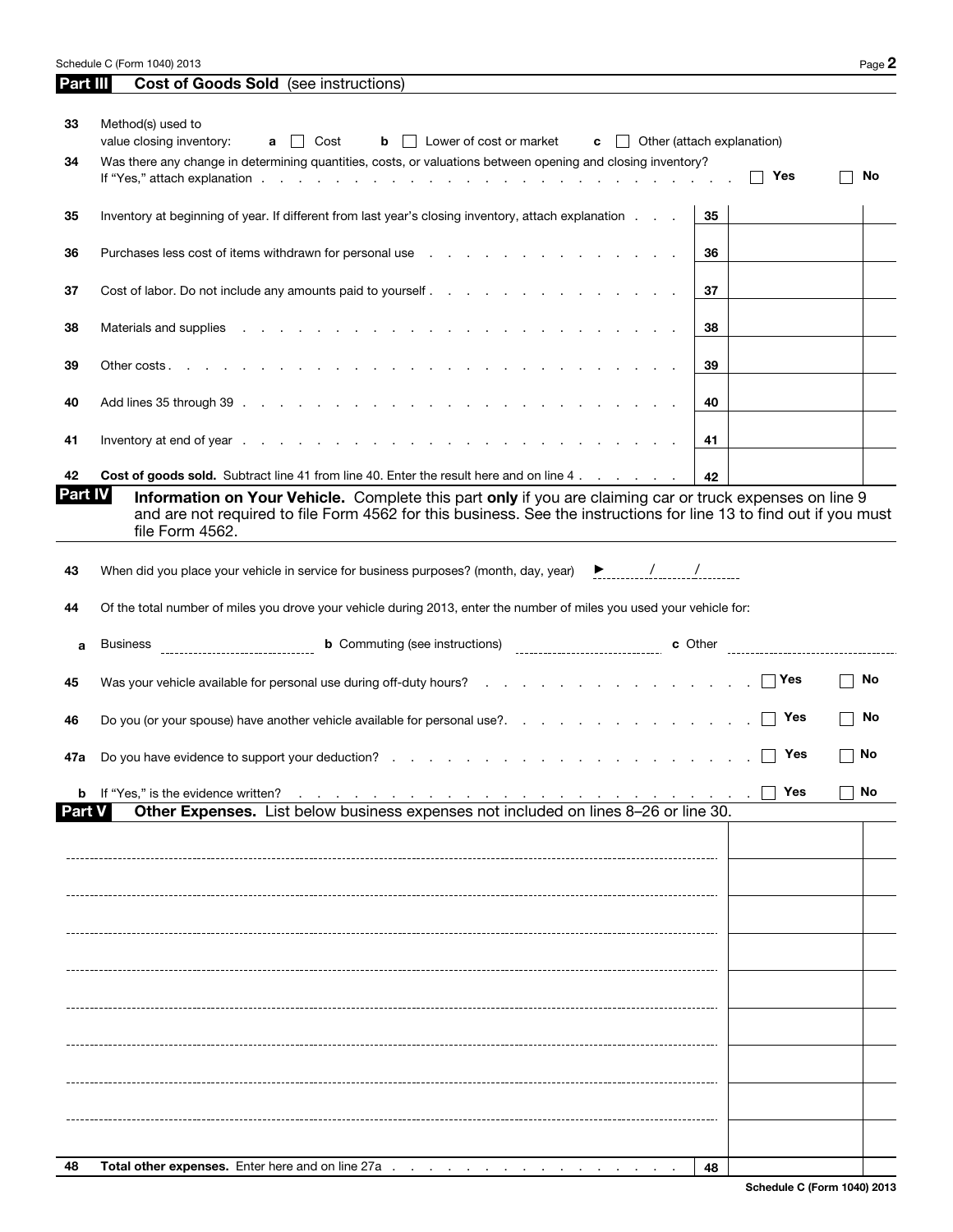## Part III Cost of Goods Sold (see instructions)

**33** Method(s) used to value closing inventory: **a** ☐ Cost **b** ☐ Lower of cost or market **c** ☐ Other (attach explanation)

**34** Was there any change in determining quantities, costs, or valuations between opening and closing inventory? If "Yes," attach explanation . . . ☐ Yes ☐ No

| | | | |
|---|---|---|---|
| **35** | Inventory at beginning of year. If different from last year's closing inventory, attach explanation | **35** | |
| **36** | Purchases less cost of items withdrawn for personal use | **36** | |
| **37** | Cost of labor. Do not include any amounts paid to yourself | **37** | |
| **38** | Materials and supplies | **38** | |
| **39** | Other costs | **39** | |
| **40** | Add lines 35 through 39 | **40** | |
| **41** | Inventory at end of year | **41** | |
| **42** | **Cost of goods sold.** Subtract line 41 from line 40. Enter the result here and on line 4 | **42** | |

## Part IV Information on Your Vehicle.

Complete this part **only** if you are claiming car or truck expenses on line 9 and are not required to file Form 4562 for this business. See the instructions for line 13 to find out if you must file Form 4562.

**43** When did you place your vehicle in service for business purposes? (month, day, year) ▶ ____ / ____ / ____

**44** Of the total number of miles you drove your vehicle during 2013, enter the number of miles you used your vehicle for:

**a** Business ____________ **b** Commuting (see instructions) ____________ **c** Other ____________

**45** Was your vehicle available for personal use during off-duty hours? ☐ Yes ☐ No

**46** Do you (or your spouse) have another vehicle available for personal use? ☐ Yes ☐ No

**47a** Do you have evidence to support your deduction? ☐ Yes ☐ No

**b** If "Yes," is the evidence written? ☐ Yes ☐ No

## Part V Other Expenses.

List below business expenses not included on lines 8–26 or line 30.

| | |
|---|---|
| | |
| | |
| | |
| | |
| | |
| | |
| | |
| | |
| | |

| | | | |
|---|---|---|---|
| **48** | **Total other expenses.** Enter here and on line 27a | **48** | |

Schedule C (Form 1040) 2013